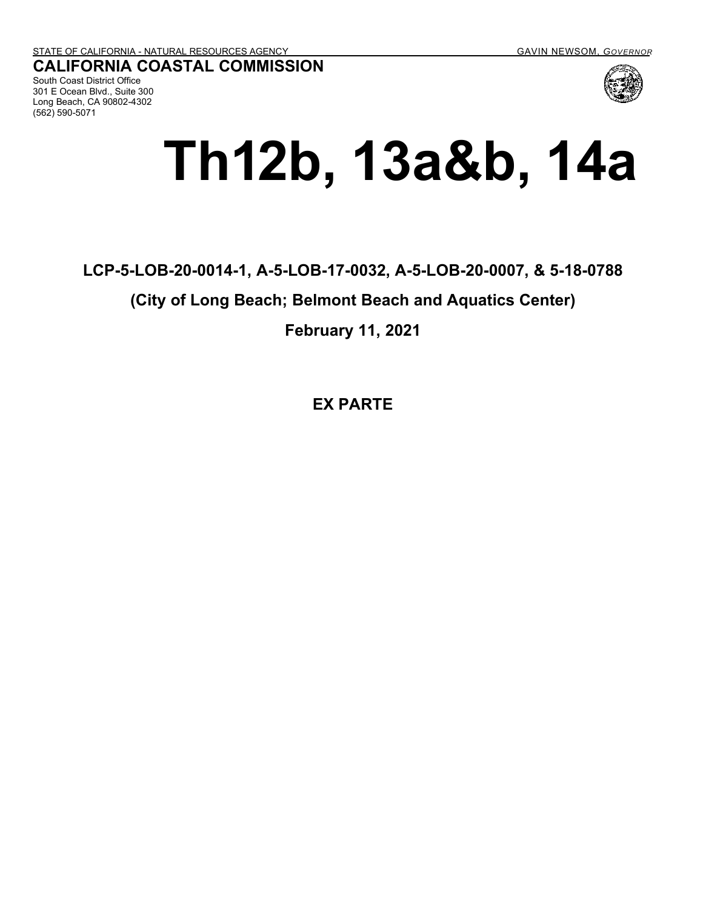STATE OF CALIFORNIA - NATURAL RESOURCES AGENCY GAVIN NEWSOM, *GOVERNOR*

**CALIFORNIA COASTAL COMMISSION**
South Coast District Office
301 E Ocean Blvd., Suite 300
Long Beach, CA 90802-4302
(562) 590-5071

# Th12b, 13a&b, 14a

**LCP-5-LOB-20-0014-1, A-5-LOB-17-0032, A-5-LOB-20-0007, & 5-18-0788**

**(City of Long Beach; Belmont Beach and Aquatics Center)**

**February 11, 2021**

**EX PARTE**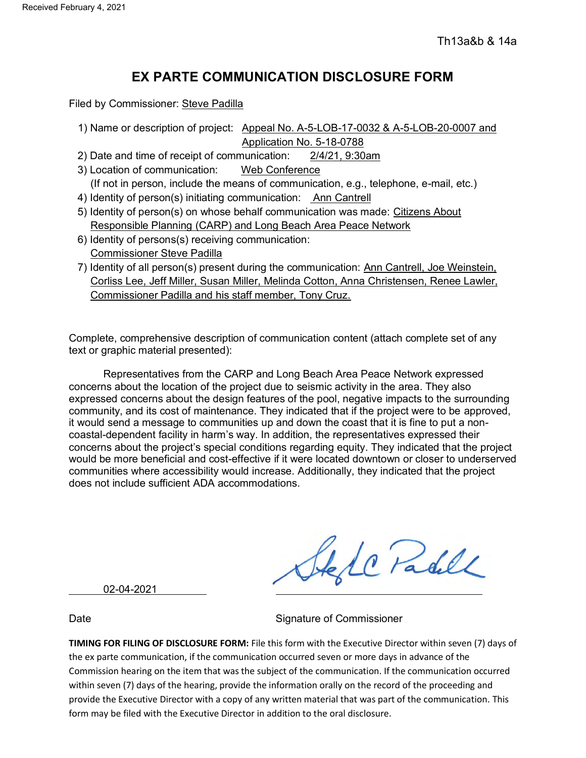Received February 4, 2021

Th13a&b & 14a

# EX PARTE COMMUNICATION DISCLOSURE FORM

Filed by Commissioner: Steve Padilla

1) Name or description of project: Appeal No. A-5-LOB-17-0032 & A-5-LOB-20-0007 and Application No. 5-18-0788
2) Date and time of receipt of communication: 2/4/21, 9:30am
3) Location of communication: Web Conference
   (If not in person, include the means of communication, e.g., telephone, e-mail, etc.)
4) Identity of person(s) initiating communication: Ann Cantrell
5) Identity of person(s) on whose behalf communication was made: Citizens About Responsible Planning (CARP) and Long Beach Area Peace Network
6) Identity of persons(s) receiving communication: Commissioner Steve Padilla
7) Identity of all person(s) present during the communication: Ann Cantrell, Joe Weinstein, Corliss Lee, Jeff Miller, Susan Miller, Melinda Cotton, Anna Christensen, Renee Lawler, Commissioner Padilla and his staff member, Tony Cruz.

Complete, comprehensive description of communication content (attach complete set of any text or graphic material presented):

Representatives from the CARP and Long Beach Area Peace Network expressed concerns about the location of the project due to seismic activity in the area. They also expressed concerns about the design features of the pool, negative impacts to the surrounding community, and its cost of maintenance. They indicated that if the project were to be approved, it would send a message to communities up and down the coast that it is fine to put a non-coastal-dependent facility in harm's way. In addition, the representatives expressed their concerns about the project's special conditions regarding equity. They indicated that the project would be more beneficial and cost-effective if it were located downtown or closer to underserved communities where accessibility would increase. Additionally, they indicated that the project does not include sufficient ADA accommodations.

02-04-2021

Date

Signature of Commissioner

**TIMING FOR FILING OF DISCLOSURE FORM:** File this form with the Executive Director within seven (7) days of the ex parte communication, if the communication occurred seven or more days in advance of the Commission hearing on the item that was the subject of the communication. If the communication occurred within seven (7) days of the hearing, provide the information orally on the record of the proceeding and provide the Executive Director with a copy of any written material that was part of the communication. This form may be filed with the Executive Director in addition to the oral disclosure.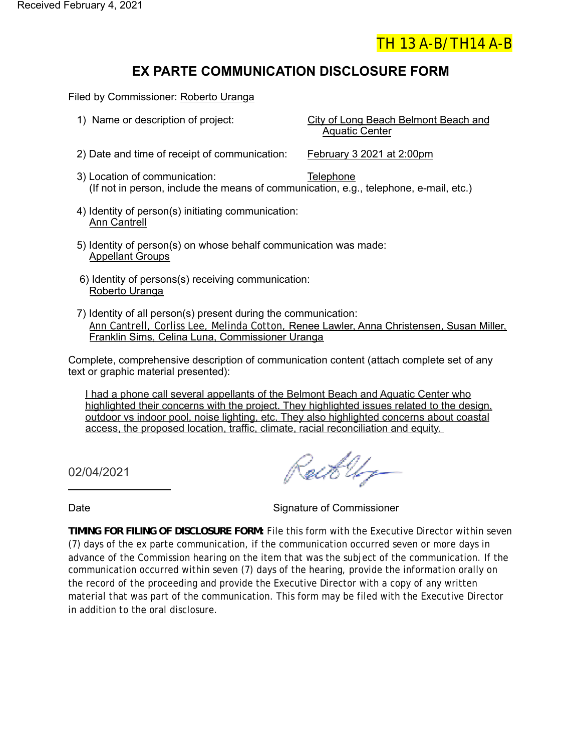Received February 4, 2021

TH 13 A-B/TH14 A-B

# EX PARTE COMMUNICATION DISCLOSURE FORM

Filed by Commissioner: Roberto Uranga

1) Name or description of project: City of Long Beach Belmont Beach and Aquatic Center

2) Date and time of receipt of communication: February 3 2021 at 2:00pm

3) Location of communication: Telephone
(If not in person, include the means of communication, e.g., telephone, e-mail, etc.)

4) Identity of person(s) initiating communication:
Ann Cantrell

5) Identity of person(s) on whose behalf communication was made:
Appellant Groups

6) Identity of persons(s) receiving communication:
Roberto Uranga

7) Identity of all person(s) present during the communication:
Ann Cantrell, Corliss Lee, Melinda Cotton, Renee Lawler, Anna Christensen, Susan Miller, Franklin Sims, Celina Luna, Commissioner Uranga

Complete, comprehensive description of communication content (attach complete set of any text or graphic material presented):

I had a phone call several appellants of the Belmont Beach and Aquatic Center who highlighted their concerns with the project. They highlighted issues related to the design, outdoor vs indoor pool, noise lighting, etc. They also highlighted concerns about coastal access, the proposed location, traffic, climate, racial reconciliation and equity.

02/04/2021

Date

Signature of Commissioner

**TIMING FOR FILING OF DISCLOSURE FORM:** File this form with the Executive Director within seven (7) days of the ex parte communication, if the communication occurred seven or more days in advance of the Commission hearing on the item that was the subject of the communication. If the communication occurred within seven (7) days of the hearing, provide the information orally on the record of the proceeding and provide the Executive Director with a copy of any written material that was part of the communication. This form may be filed with the Executive Director in addition to the oral disclosure.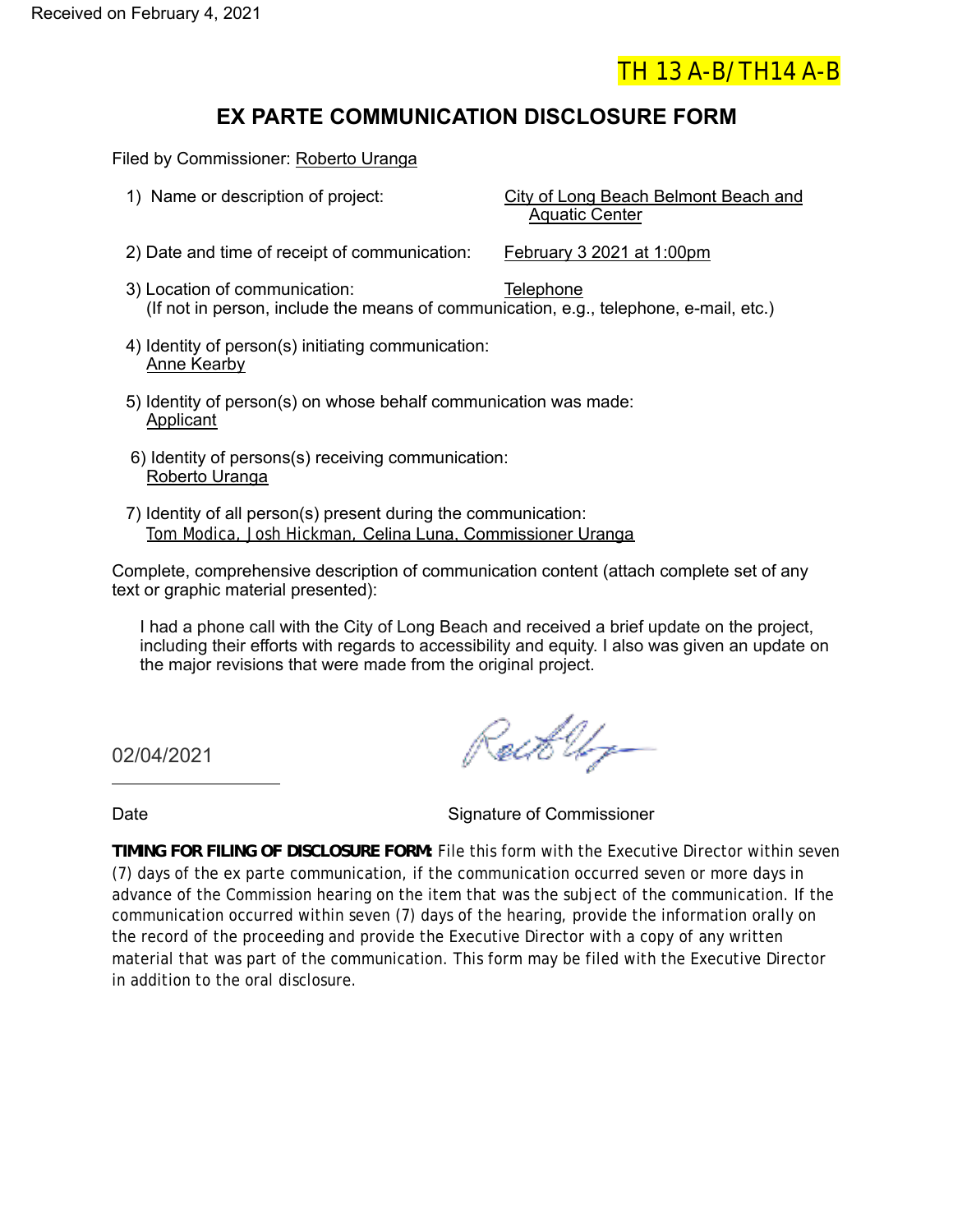Received on February 4, 2021

TH 13 A-B/TH14 A-B

# EX PARTE COMMUNICATION DISCLOSURE FORM

Filed by Commissioner: Roberto Uranga

1) Name or description of project: City of Long Beach Belmont Beach and Aquatic Center

2) Date and time of receipt of communication: February 3 2021 at 1:00pm

3) Location of communication: Telephone
(If not in person, include the means of communication, e.g., telephone, e-mail, etc.)

4) Identity of person(s) initiating communication:
Anne Kearby

5) Identity of person(s) on whose behalf communication was made:
Applicant

6) Identity of persons(s) receiving communication:
Roberto Uranga

7) Identity of all person(s) present during the communication:
Tom Modica, Josh Hickman, Celina Luna, Commissioner Uranga

Complete, comprehensive description of communication content (attach complete set of any text or graphic material presented):

I had a phone call with the City of Long Beach and received a brief update on the project, including their efforts with regards to accessibility and equity. I also was given an update on the major revisions that were made from the original project.

02/04/2021

Date

Signature of Commissioner

**TIMING FOR FILING OF DISCLOSURE FORM:** File this form with the Executive Director within seven (7) days of the ex parte communication, if the communication occurred seven or more days in advance of the Commission hearing on the item that was the subject of the communication. If the communication occurred within seven (7) days of the hearing, provide the information orally on the record of the proceeding and provide the Executive Director with a copy of any written material that was part of the communication. This form may be filed with the Executive Director in addition to the oral disclosure.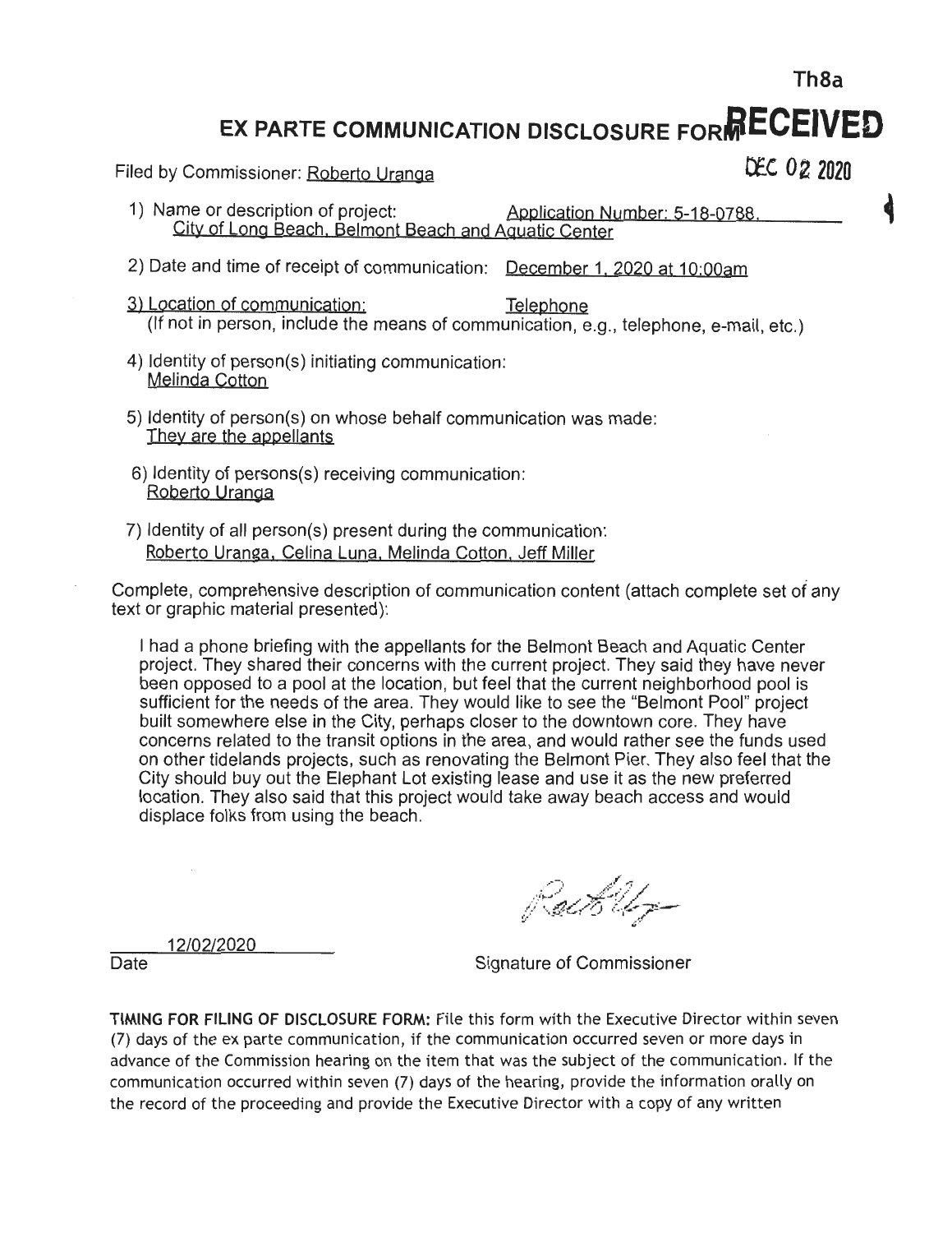Th8a

# EX PARTE COMMUNICATION DISCLOSURE FORM

RECEIVED

DEC 02 2020

Filed by Commissioner: Roberto Uranga

1) Name or description of project: Application Number: 5-18-0788, City of Long Beach, Belmont Beach and Aquatic Center

2) Date and time of receipt of communication: December 1, 2020 at 10:00am

3) Location of communication: Telephone
(If not in person, include the means of communication, e.g., telephone, e-mail, etc.)

4) Identity of person(s) initiating communication:
Melinda Cotton

5) Identity of person(s) on whose behalf communication was made:
They are the appellants

6) Identity of persons(s) receiving communication:
Roberto Uranga

7) Identity of all person(s) present during the communication:
Roberto Uranga, Celina Luna, Melinda Cotton, Jeff Miller

Complete, comprehensive description of communication content (attach complete set of any text or graphic material presented):

I had a phone briefing with the appellants for the Belmont Beach and Aquatic Center project. They shared their concerns with the current project. They said they have never been opposed to a pool at the location, but feel that the current neighborhood pool is sufficient for the needs of the area. They would like to see the "Belmont Pool" project built somewhere else in the City, perhaps closer to the downtown core. They have concerns related to the transit options in the area, and would rather see the funds used on other tidelands projects, such as renovating the Belmont Pier. They also feel that the City should buy out the Elephant Lot existing lease and use it as the new preferred location. They also said that this project would take away beach access and would displace folks from using the beach.

12/02/2020
Date

Signature of Commissioner

**TIMING FOR FILING OF DISCLOSURE FORM:** File this form with the Executive Director within seven (7) days of the ex parte communication, if the communication occurred seven or more days in advance of the Commission hearing on the item that was the subject of the communication. If the communication occurred within seven (7) days of the hearing, provide the information orally on the record of the proceeding and provide the Executive Director with a copy of any written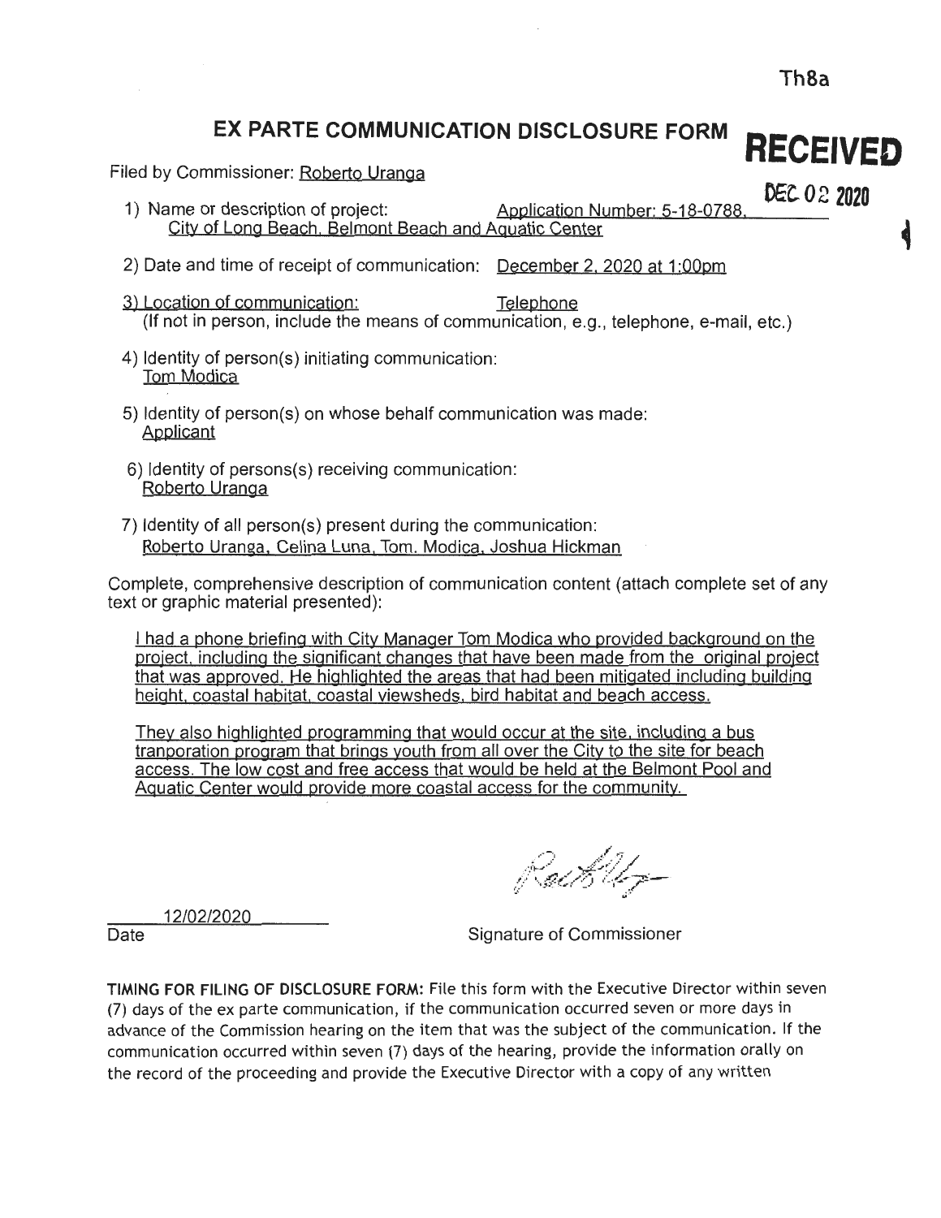Th8a

# EX PARTE COMMUNICATION DISCLOSURE FORM

**RECEIVED**

**DEC 02 2020**

Filed by Commissioner: Roberto Uranga

1) Name or description of project: Application Number: 5-18-0788, City of Long Beach, Belmont Beach and Aquatic Center

2) Date and time of receipt of communication: December 2, 2020 at 1:00pm

3) Location of communication: Telephone
(If not in person, include the means of communication, e.g., telephone, e-mail, etc.)

4) Identity of person(s) initiating communication:
Tom Modica

5) Identity of person(s) on whose behalf communication was made:
Applicant

6) Identity of persons(s) receiving communication:
Roberto Uranga

7) Identity of all person(s) present during the communication:
Roberto Uranga, Celina Luna, Tom. Modica, Joshua Hickman

Complete, comprehensive description of communication content (attach complete set of any text or graphic material presented):

I had a phone briefing with City Manager Tom Modica who provided background on the project, including the significant changes that have been made from the original project that was approved. He highlighted the areas that had been mitigated including building height, coastal habitat, coastal viewsheds, bird habitat and beach access.

They also highlighted programming that would occur at the site, including a bus tranporation program that brings youth from all over the City to the site for beach access. The low cost and free access that would be held at the Belmont Pool and Aquatic Center would provide more coastal access for the community.

12/02/2020
Date

Signature of Commissioner

**TIMING FOR FILING OF DISCLOSURE FORM:** File this form with the Executive Director within seven (7) days of the ex parte communication, if the communication occurred seven or more days in advance of the Commission hearing on the item that was the subject of the communication. If the communication occurred within seven (7) days of the hearing, provide the information orally on the record of the proceeding and provide the Executive Director with a copy of any written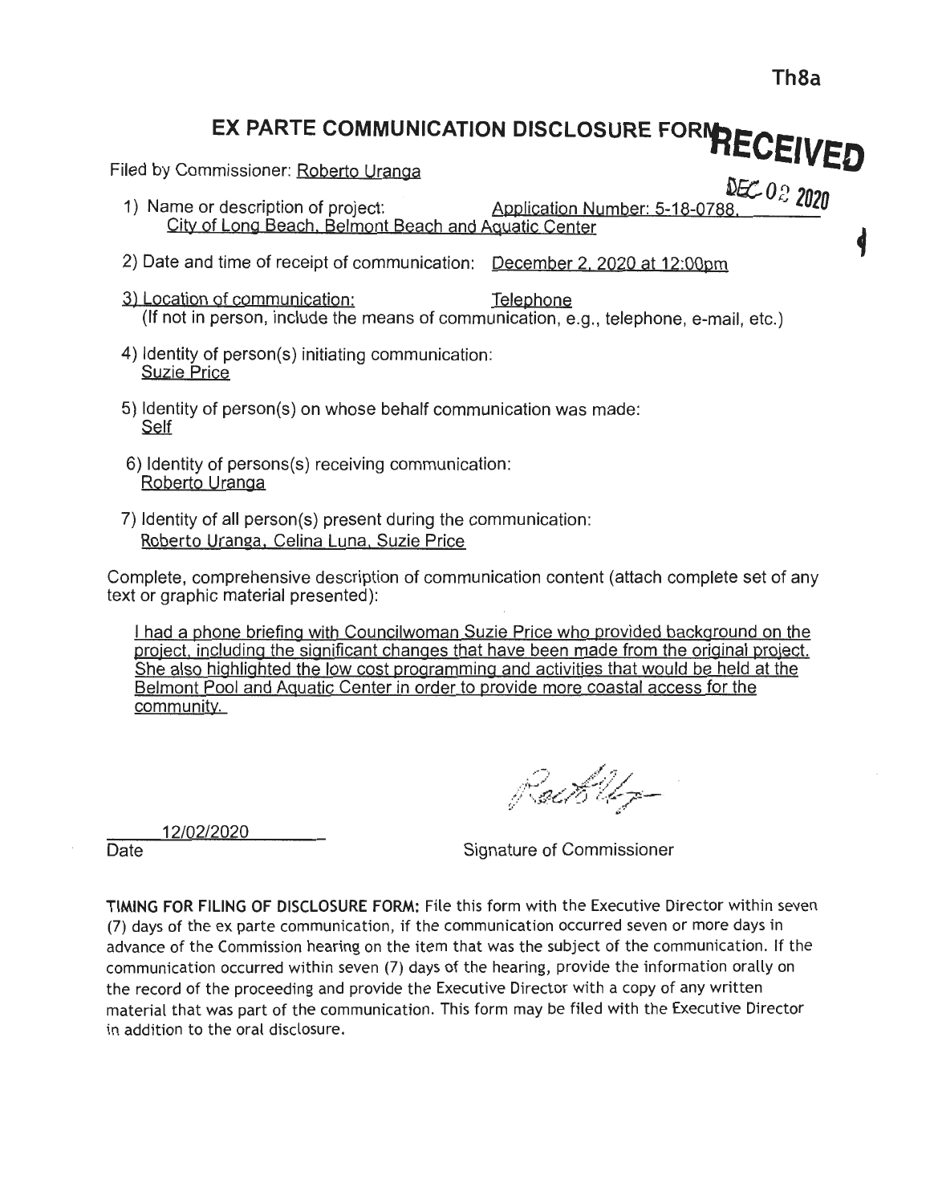Th8a

# EX PARTE COMMUNICATION DISCLOSURE FORM

RECEIVED

DEC 02 2020

Filed by Commissioner: Roberto Uranga

1) Name or description of project: Application Number: 5-18-0788, City of Long Beach, Belmont Beach and Aquatic Center

2) Date and time of receipt of communication: December 2, 2020 at 12:00pm

3) Location of communication: Telephone
(If not in person, include the means of communication, e.g., telephone, e-mail, etc.)

4) Identity of person(s) initiating communication:
Suzie Price

5) Identity of person(s) on whose behalf communication was made:
Self

6) Identity of persons(s) receiving communication:
Roberto Uranga

7) Identity of all person(s) present during the communication:
Roberto Uranga, Celina Luna, Suzie Price

Complete, comprehensive description of communication content (attach complete set of any text or graphic material presented):

I had a phone briefing with Councilwoman Suzie Price who provided background on the project, including the significant changes that have been made from the original project. She also highlighted the low cost programming and activities that would be held at the Belmont Pool and Aquatic Center in order to provide more coastal access for the community.

12/02/2020
Date

Signature of Commissioner

**TIMING FOR FILING OF DISCLOSURE FORM:** File this form with the Executive Director within seven (7) days of the ex parte communication, if the communication occurred seven or more days in advance of the Commission hearing on the item that was the subject of the communication. If the communication occurred within seven (7) days of the hearing, provide the information orally on the record of the proceeding and provide the Executive Director with a copy of any written material that was part of the communication. This form may be filed with the Executive Director in addition to the oral disclosure.